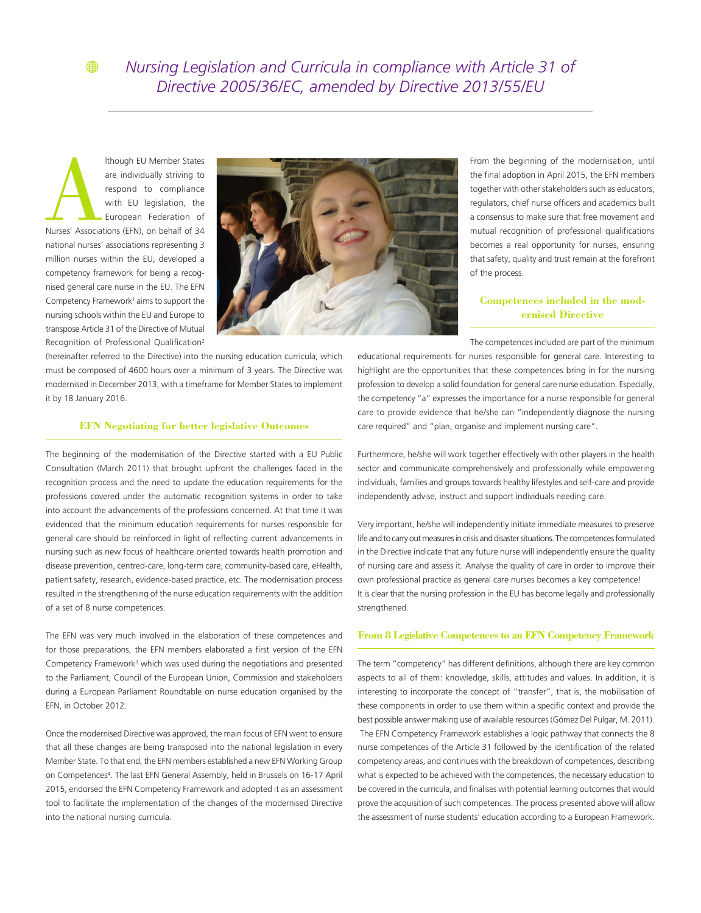# Nursing Legislation and Curricula in compliance with Article 31 of Directive 2005/36/EC, amended by Directive 2013/55/EU

Although EU Member States are individually striving to respond to compliance with EU legislation, the European Federation of Nurses' Associations (EFN), on behalf of 34 national nurses' associations representing 3 million nurses within the EU, developed a competency framework for being a recognised general care nurse in the EU. The EFN Competency Framework[1] aims to support the nursing schools within the EU and Europe to transpose Article 31 of the Directive of Mutual Recognition of Professional Qualification[2] (hereinafter referred to the Directive) into the nursing education curricula, which must be composed of 4600 hours over a minimum of 3 years. The Directive was modernised in December 2013, with a timeframe for Member States to implement it by 18 January 2016.

## EFN Negotiating for better legislative Outcomes

The beginning of the modernisation of the Directive started with a EU Public Consultation (March 2011) that brought upfront the challenges faced in the recognition process and the need to update the education requirements for the professions covered under the automatic recognition systems in order to take into account the advancements of the professions concerned. At that time it was evidenced that the minimum education requirements for nurses responsible for general care should be reinforced in light of reflecting current advancements in nursing such as new focus of healthcare oriented towards health promotion and disease prevention, centred-care, long-term care, community-based care, eHealth, patient safety, research, evidence-based practice, etc. The modernisation process resulted in the strengthening of the nurse education requirements with the addition of a set of 8 nurse competences.

The EFN was very much involved in the elaboration of these competences and for those preparations, the EFN members elaborated a first version of the EFN Competency Framework[3] which was used during the negotiations and presented to the Parliament, Council of the European Union, Commission and stakeholders during a European Parliament Roundtable on nurse education organised by the EFN, in October 2012.

Once the modernised Directive was approved, the main focus of EFN went to ensure that all these changes are being transposed into the national legislation in every Member State. To that end, the EFN members established a new EFN Working Group on Competences[4]. The last EFN General Assembly, held in Brussels on 16-17 April 2015, endorsed the EFN Competency Framework and adopted it as an assessment tool to facilitate the implementation of the changes of the modernised Directive into the national nursing curricula.

From the beginning of the modernisation, until the final adoption in April 2015, the EFN members together with other stakeholders such as educators, regulators, chief nurse officers and academics built a consensus to make sure that free movement and mutual recognition of professional qualifications becomes a real opportunity for nurses, ensuring that safety, quality and trust remain at the forefront of the process.

## Competences included in the modernised Directive

The competences included are part of the minimum educational requirements for nurses responsible for general care. Interesting to highlight are the opportunities that these competences bring in for the nursing profession to develop a solid foundation for general care nurse education. Especially, the competency "a" expresses the importance for a nurse responsible for general care to provide evidence that he/she can "independently diagnose the nursing care required" and "plan, organise and implement nursing care".

Furthermore, he/she will work together effectively with other players in the health sector and communicate comprehensively and professionally while empowering individuals, families and groups towards healthy lifestyles and self-care and provide independently advise, instruct and support individuals needing care.

Very important, he/she will independently initiate immediate measures to preserve life and to carry out measures in crisis and disaster situations. The competences formulated in the Directive indicate that any future nurse will independently ensure the quality of nursing care and assess it. Analyse the quality of care in order to improve their own professional practice as general care nurses becomes a key competence!

It is clear that the nursing profession in the EU has become legally and professionally strengthened.

## From 8 Legislative Competences to an EFN Competency Framework

The term "competency" has different definitions, although there are key common aspects to all of them: knowledge, skills, attitudes and values. In addition, it is interesting to incorporate the concept of "transfer", that is, the mobilisation of these components in order to use them within a specific context and provide the best possible answer making use of available resources (Gómez Del Pulgar, M. 2011).

The EFN Competency Framework establishes a logic pathway that connects the 8 nurse competences of the Article 31 followed by the identification of the related competency areas, and continues with the breakdown of competences, describing what is expected to be achieved with the competences, the necessary education to be covered in the curricula, and finalises with potential learning outcomes that would prove the acquisition of such competences. The process presented above will allow the assessment of nurse students' education according to a European Framework.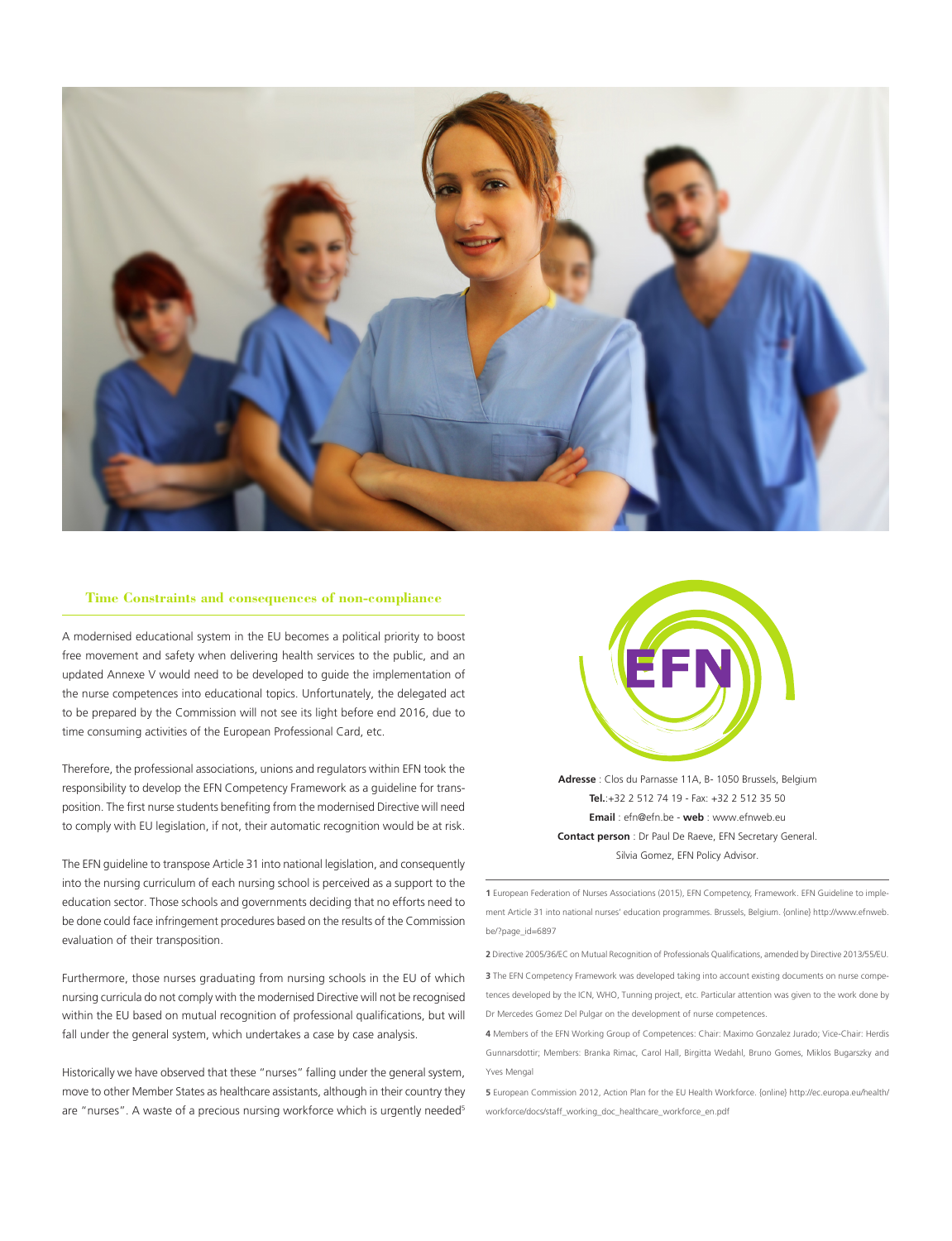## Time Constraints and consequences of non-compliance

A modernised educational system in the EU becomes a political priority to boost free movement and safety when delivering health services to the public, and an updated Annexe V would need to be developed to guide the implementation of the nurse competences into educational topics. Unfortunately, the delegated act to be prepared by the Commission will not see its light before end 2016, due to time consuming activities of the European Professional Card, etc.

Therefore, the professional associations, unions and regulators within EFN took the responsibility to develop the EFN Competency Framework as a guideline for transposition. The first nurse students benefiting from the modernised Directive will need to comply with EU legislation, if not, their automatic recognition would be at risk.

The EFN guideline to transpose Article 31 into national legislation, and consequently into the nursing curriculum of each nursing school is perceived as a support to the education sector. Those schools and governments deciding that no efforts need to be done could face infringement procedures based on the results of the Commission evaluation of their transposition.

Furthermore, those nurses graduating from nursing schools in the EU of which nursing curricula do not comply with the modernised Directive will not be recognised within the EU based on mutual recognition of professional qualifications, but will fall under the general system, which undertakes a case by case analysis.

Historically we have observed that these "nurses" falling under the general system, move to other Member States as healthcare assistants, although in their country they are "nurses". A waste of a precious nursing workforce which is urgently needed[5]

EFN

**Adresse** : Clos du Parnasse 11A, B- 1050 Brussels, Belgium
**Tel.**:+32 2 512 74 19 - Fax: +32 2 512 35 50
**Email** : efn@efn.be - **web** : www.efnweb.eu
**Contact person** : Dr Paul De Raeve, EFN Secretary General.
Silvia Gomez, EFN Policy Advisor.

---

**1** European Federation of Nurses Associations (2015), EFN Competency, Framework. EFN Guideline to implement Article 31 into national nurses' education programmes. Brussels, Belgium. {online} http://www.efnweb.be/?page_id=6897

**2** Directive 2005/36/EC on Mutual Recognition of Professionals Qualifications, amended by Directive 2013/55/EU.

**3** The EFN Competency Framework was developed taking into account existing documents on nurse competences developed by the ICN, WHO, Tunning project, etc. Particular attention was given to the work done by Dr Mercedes Gomez Del Pulgar on the development of nurse competences.

**4** Members of the EFN Working Group of Competences: Chair: Maximo Gonzalez Jurado; Vice-Chair: Herdis Gunnarsdottir; Members: Branka Rimac, Carol Hall, Birgitta Wedahl, Bruno Gomes, Miklos Bugarszky and Yves Mengal

**5** European Commission 2012, Action Plan for the EU Health Workforce. {online} http://ec.europa.eu/health/workforce/docs/staff_working_doc_healthcare_workforce_en.pdf